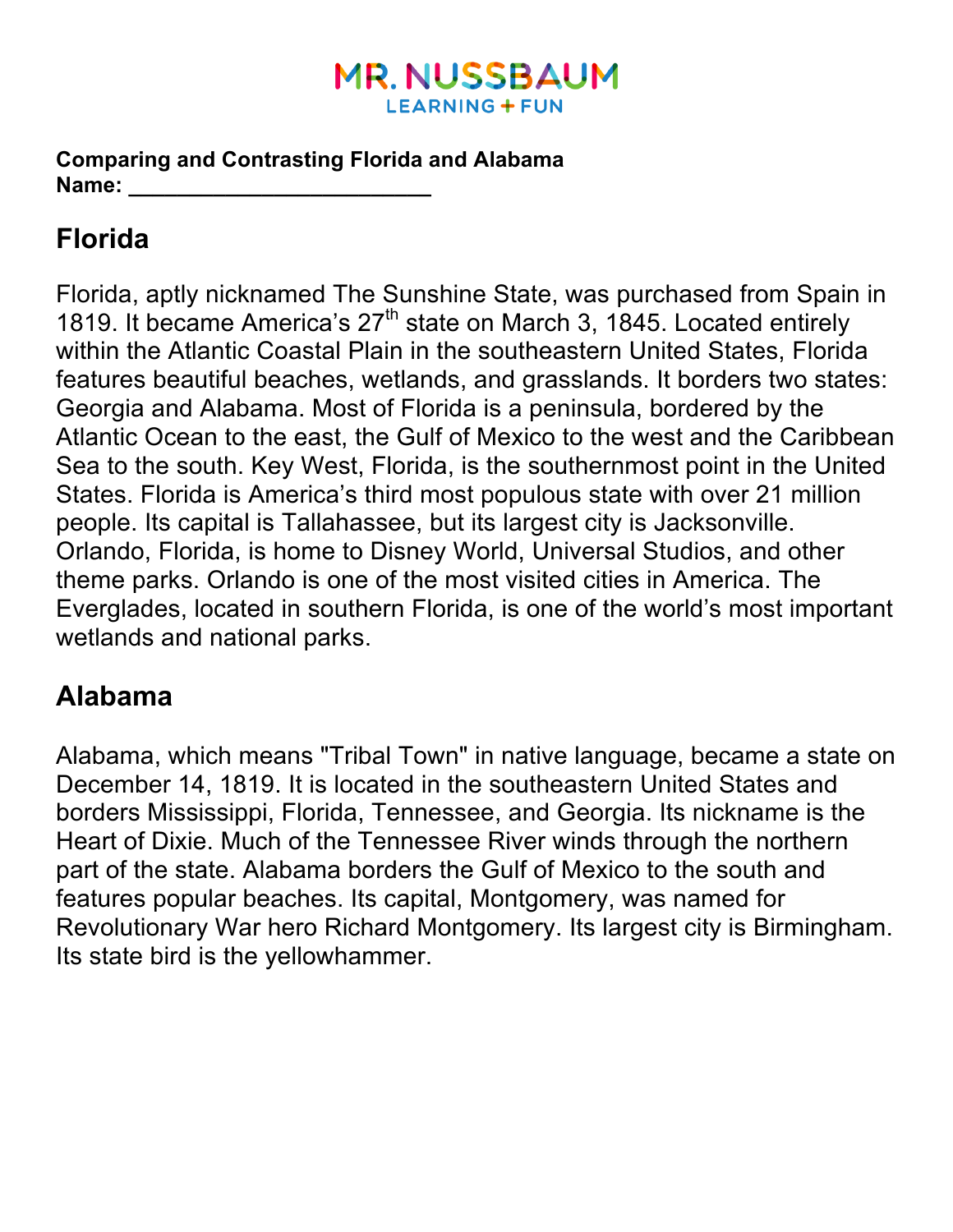**Comparing and Contrasting Florida and Alabama**
**Name: ________________________**

## Florida

Florida, aptly nicknamed The Sunshine State, was purchased from Spain in 1819. It became America's 27th state on March 3, 1845. Located entirely within the Atlantic Coastal Plain in the southeastern United States, Florida features beautiful beaches, wetlands, and grasslands. It borders two states: Georgia and Alabama. Most of Florida is a peninsula, bordered by the Atlantic Ocean to the east, the Gulf of Mexico to the west and the Caribbean Sea to the south. Key West, Florida, is the southernmost point in the United States. Florida is America's third most populous state with over 21 million people. Its capital is Tallahassee, but its largest city is Jacksonville. Orlando, Florida, is home to Disney World, Universal Studios, and other theme parks. Orlando is one of the most visited cities in America. The Everglades, located in southern Florida, is one of the world's most important wetlands and national parks.

## Alabama

Alabama, which means "Tribal Town" in native language, became a state on December 14, 1819. It is located in the southeastern United States and borders Mississippi, Florida, Tennessee, and Georgia. Its nickname is the Heart of Dixie. Much of the Tennessee River winds through the northern part of the state. Alabama borders the Gulf of Mexico to the south and features popular beaches. Its capital, Montgomery, was named for Revolutionary War hero Richard Montgomery. Its largest city is Birmingham. Its state bird is the yellowhammer.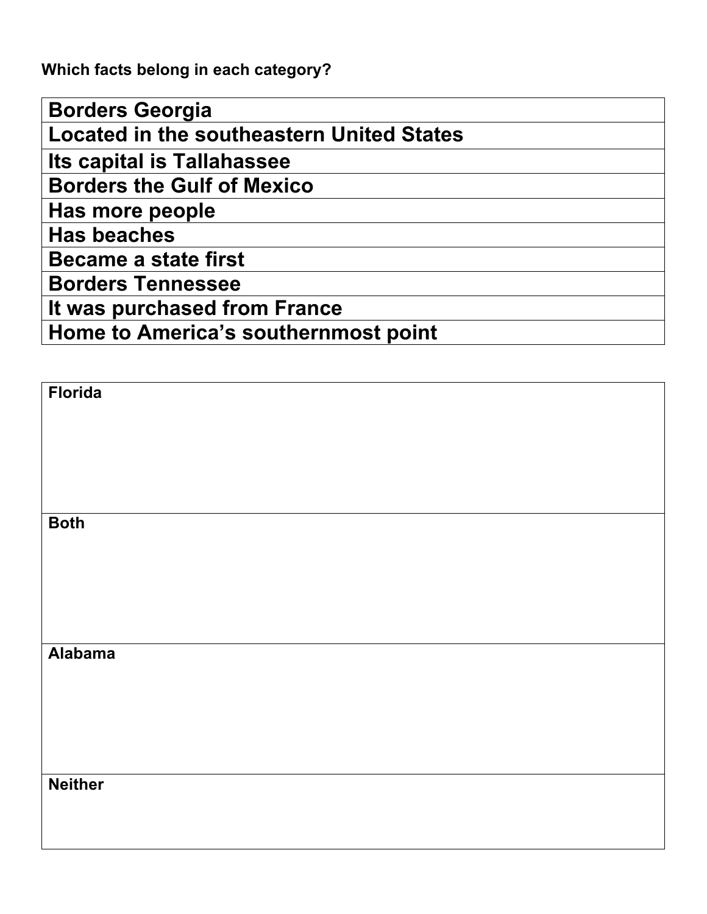**Which facts belong in each category?**

| Borders Georgia |
|---|
| Located in the southeastern United States |
| Its capital is Tallahassee |
| Borders the Gulf of Mexico |
| Has more people |
| Has beaches |
| Became a state first |
| Borders Tennessee |
| It was purchased from France |
| Home to America's southernmost point |

| Florida |
|---|
| |
| **Both** |
| |
| **Alabama** |
| |
| **Neither** |
| |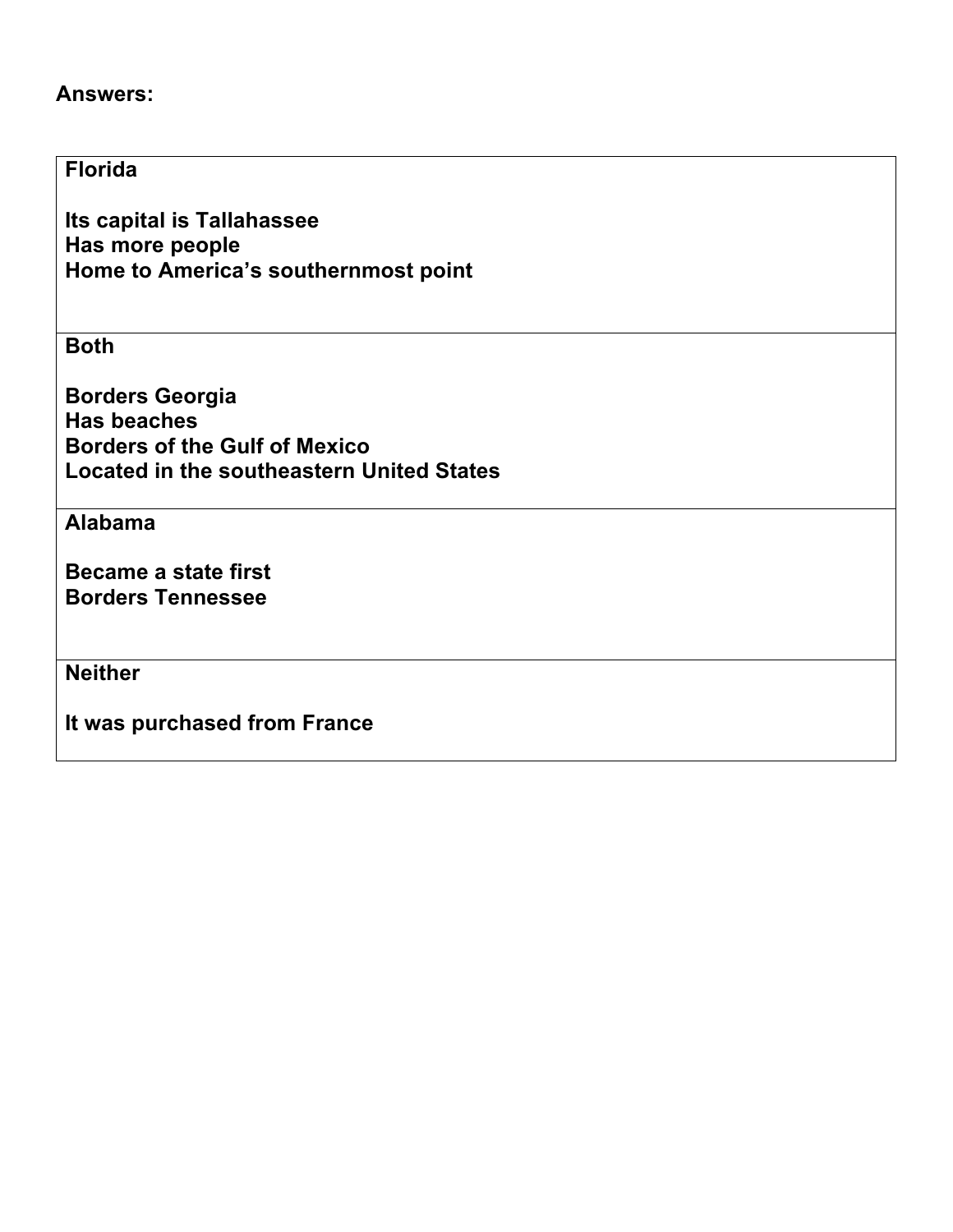**Answers:**

| |
|---|
| **Florida**<br><br>**Its capital is Tallahassee**<br>**Has more people**<br>**Home to America's southernmost point** |
| **Both**<br><br>**Borders Georgia**<br>**Has beaches**<br>**Borders of the Gulf of Mexico**<br>**Located in the southeastern United States** |
| **Alabama**<br><br>**Became a state first**<br>**Borders Tennessee** |
| **Neither**<br><br>**It was purchased from France** |